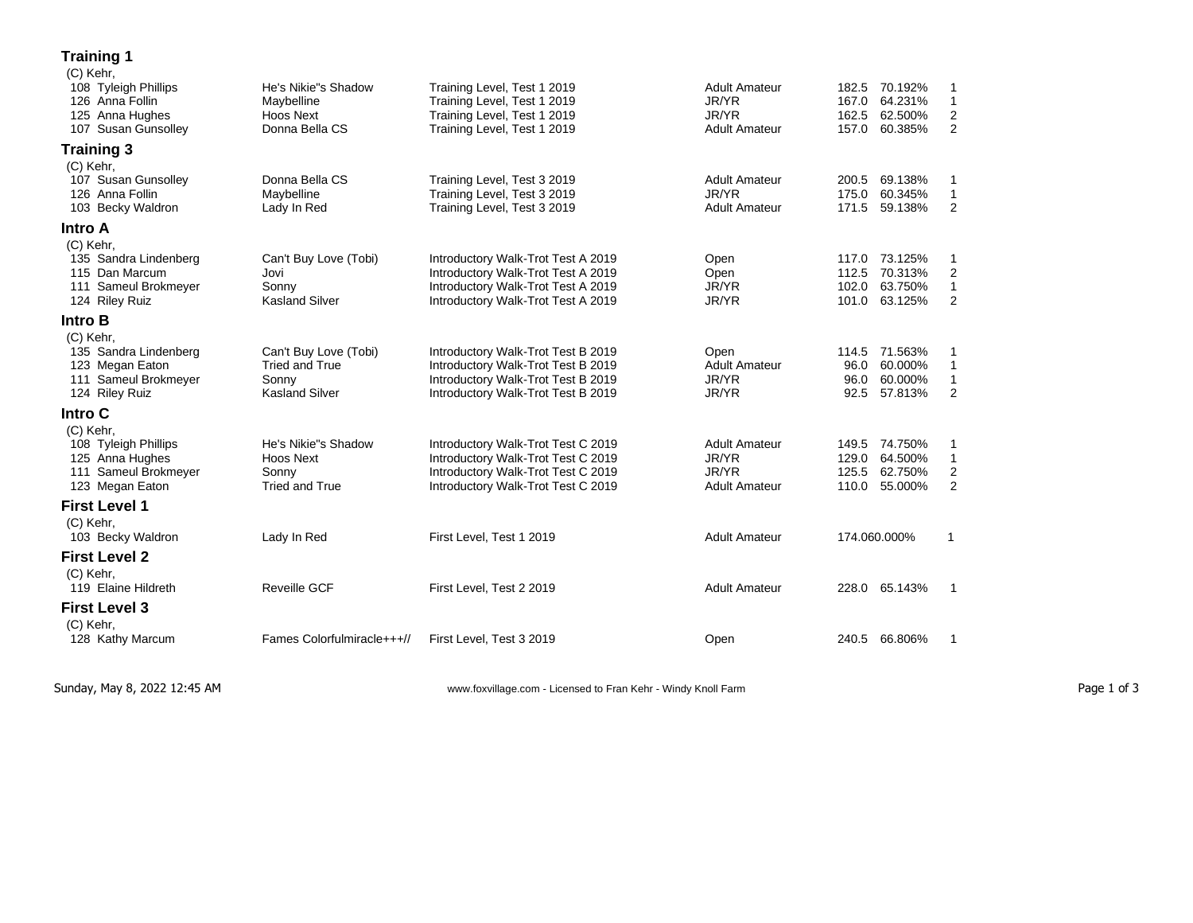## Training 1

(C) Kehr,

| No. | Rider | Horse | Test | Division | Score | Percent | Place |
|---|---|---|---|---|---|---|---|
| 108 | Tyleigh Phillips | He's Nikie"s Shadow | Training Level, Test 1 2019 | Adult Amateur | 182.5 | 70.192% | 1 |
| 126 | Anna Follin | Maybelline | Training Level, Test 1 2019 | JR/YR | 167.0 | 64.231% | 1 |
| 125 | Anna Hughes | Hoos Next | Training Level, Test 1 2019 | JR/YR | 162.5 | 62.500% | 2 |
| 107 | Susan Gunsolley | Donna Bella CS | Training Level, Test 1 2019 | Adult Amateur | 157.0 | 60.385% | 2 |

## Training 3

(C) Kehr,

| No. | Rider | Horse | Test | Division | Score | Percent | Place |
|---|---|---|---|---|---|---|---|
| 107 | Susan Gunsolley | Donna Bella CS | Training Level, Test 3 2019 | Adult Amateur | 200.5 | 69.138% | 1 |
| 126 | Anna Follin | Maybelline | Training Level, Test 3 2019 | JR/YR | 175.0 | 60.345% | 1 |
| 103 | Becky Waldron | Lady In Red | Training Level, Test 3 2019 | Adult Amateur | 171.5 | 59.138% | 2 |

## Intro A

(C) Kehr,

| No. | Rider | Horse | Test | Division | Score | Percent | Place |
|---|---|---|---|---|---|---|---|
| 135 | Sandra Lindenberg | Can't Buy Love (Tobi) | Introductory Walk-Trot Test A 2019 | Open | 117.0 | 73.125% | 1 |
| 115 | Dan Marcum | Jovi | Introductory Walk-Trot Test A 2019 | Open | 112.5 | 70.313% | 2 |
| 111 | Sameul Brokmeyer | Sonny | Introductory Walk-Trot Test A 2019 | JR/YR | 102.0 | 63.750% | 1 |
| 124 | Riley Ruiz | Kasland Silver | Introductory Walk-Trot Test A 2019 | JR/YR | 101.0 | 63.125% | 2 |

## Intro B

(C) Kehr,

| No. | Rider | Horse | Test | Division | Score | Percent | Place |
|---|---|---|---|---|---|---|---|
| 135 | Sandra Lindenberg | Can't Buy Love (Tobi) | Introductory Walk-Trot Test B 2019 | Open | 114.5 | 71.563% | 1 |
| 123 | Megan Eaton | Tried and True | Introductory Walk-Trot Test B 2019 | Adult Amateur | 96.0 | 60.000% | 1 |
| 111 | Sameul Brokmeyer | Sonny | Introductory Walk-Trot Test B 2019 | JR/YR | 96.0 | 60.000% | 1 |
| 124 | Riley Ruiz | Kasland Silver | Introductory Walk-Trot Test B 2019 | JR/YR | 92.5 | 57.813% | 2 |

## Intro C

(C) Kehr,

| No. | Rider | Horse | Test | Division | Score | Percent | Place |
|---|---|---|---|---|---|---|---|
| 108 | Tyleigh Phillips | He's Nikie"s Shadow | Introductory Walk-Trot Test C 2019 | Adult Amateur | 149.5 | 74.750% | 1 |
| 125 | Anna Hughes | Hoos Next | Introductory Walk-Trot Test C 2019 | JR/YR | 129.0 | 64.500% | 1 |
| 111 | Sameul Brokmeyer | Sonny | Introductory Walk-Trot Test C 2019 | JR/YR | 125.5 | 62.750% | 2 |
| 123 | Megan Eaton | Tried and True | Introductory Walk-Trot Test C 2019 | Adult Amateur | 110.0 | 55.000% | 2 |

## First Level 1

(C) Kehr,

| No. | Rider | Horse | Test | Division | Score | Percent | Place |
|---|---|---|---|---|---|---|---|
| 103 | Becky Waldron | Lady In Red | First Level, Test 1 2019 | Adult Amateur | 174.060.000% | | 1 |

## First Level 2

(C) Kehr,

| No. | Rider | Horse | Test | Division | Score | Percent | Place |
|---|---|---|---|---|---|---|---|
| 119 | Elaine Hildreth | Reveille GCF | First Level, Test 2 2019 | Adult Amateur | 228.0 | 65.143% | 1 |

## First Level 3

(C) Kehr,

| No. | Rider | Horse | Test | Division | Score | Percent | Place |
|---|---|---|---|---|---|---|---|
| 128 | Kathy Marcum | Fames Colorfulmiracle+++// | First Level, Test 3 2019 | Open | 240.5 | 66.806% | 1 |

Sunday, May 8, 2022 12:45 AM — www.foxvillage.com - Licensed to Fran Kehr - Windy Knoll Farm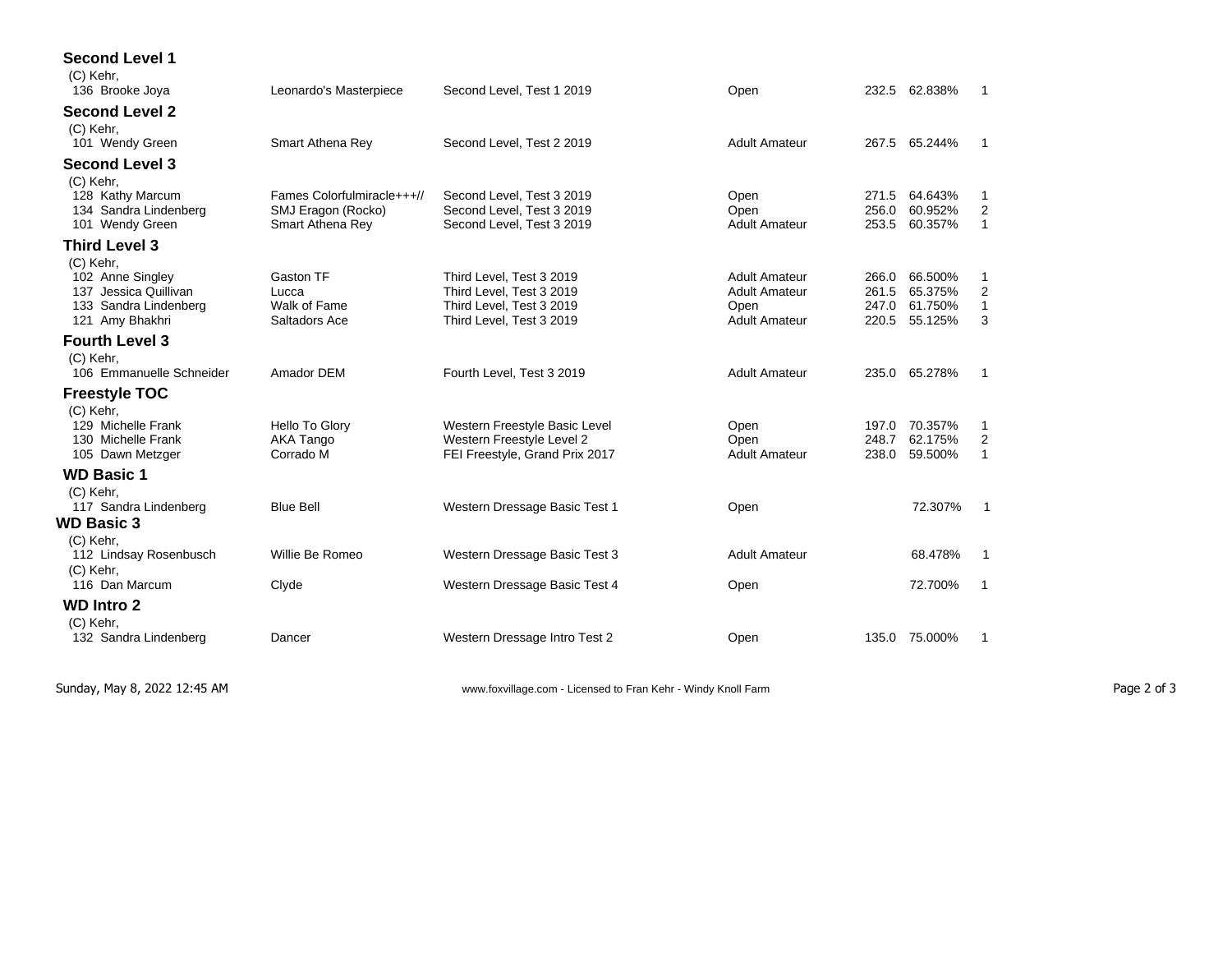## Second Level 1

(C) Kehr,

| | Rider | Horse | Test | Division | Score | % | Place |
|---|---|---|---|---|---|---|---|
| 136 | Brooke Joya | Leonardo's Masterpiece | Second Level, Test 1 2019 | Open | 232.5 | 62.838% | 1 |

## Second Level 2

(C) Kehr,

| | Rider | Horse | Test | Division | Score | % | Place |
|---|---|---|---|---|---|---|---|
| 101 | Wendy Green | Smart Athena Rey | Second Level, Test 2 2019 | Adult Amateur | 267.5 | 65.244% | 1 |

## Second Level 3

(C) Kehr,

| | Rider | Horse | Test | Division | Score | % | Place |
|---|---|---|---|---|---|---|---|
| 128 | Kathy Marcum | Fames Colorfulmiracle+++// | Second Level, Test 3 2019 | Open | 271.5 | 64.643% | 1 |
| 134 | Sandra Lindenberg | SMJ Eragon (Rocko) | Second Level, Test 3 2019 | Open | 256.0 | 60.952% | 2 |
| 101 | Wendy Green | Smart Athena Rey | Second Level, Test 3 2019 | Adult Amateur | 253.5 | 60.357% | 1 |

## Third Level 3

(C) Kehr,

| | Rider | Horse | Test | Division | Score | % | Place |
|---|---|---|---|---|---|---|---|
| 102 | Anne Singley | Gaston TF | Third Level, Test 3 2019 | Adult Amateur | 266.0 | 66.500% | 1 |
| 137 | Jessica Quillivan | Lucca | Third Level, Test 3 2019 | Adult Amateur | 261.5 | 65.375% | 2 |
| 133 | Sandra Lindenberg | Walk of Fame | Third Level, Test 3 2019 | Open | 247.0 | 61.750% | 1 |
| 121 | Amy Bhakhri | Saltadors Ace | Third Level, Test 3 2019 | Adult Amateur | 220.5 | 55.125% | 3 |

## Fourth Level 3

(C) Kehr,

| | Rider | Horse | Test | Division | Score | % | Place |
|---|---|---|---|---|---|---|---|
| 106 | Emmanuelle Schneider | Amador DEM | Fourth Level, Test 3 2019 | Adult Amateur | 235.0 | 65.278% | 1 |

## Freestyle TOC

(C) Kehr,

| | Rider | Horse | Test | Division | Score | % | Place |
|---|---|---|---|---|---|---|---|
| 129 | Michelle Frank | Hello To Glory | Western Freestyle Basic Level | Open | 197.0 | 70.357% | 1 |
| 130 | Michelle Frank | AKA Tango | Western Freestyle Level 2 | Open | 248.7 | 62.175% | 2 |
| 105 | Dawn Metzger | Corrado M | FEI Freestyle, Grand Prix 2017 | Adult Amateur | 238.0 | 59.500% | 1 |

## WD Basic 1

(C) Kehr,

| | Rider | Horse | Test | Division | Score | % | Place |
|---|---|---|---|---|---|---|---|
| 117 | Sandra Lindenberg | Blue Bell | Western Dressage Basic Test 1 | Open | | 72.307% | 1 |

## WD Basic 3

(C) Kehr,

| | Rider | Horse | Test | Division | Score | % | Place |
|---|---|---|---|---|---|---|---|
| 112 | Lindsay Rosenbusch | Willie Be Romeo | Western Dressage Basic Test 3 | Adult Amateur | | 68.478% | 1 |

(C) Kehr,

| | Rider | Horse | Test | Division | Score | % | Place |
|---|---|---|---|---|---|---|---|
| 116 | Dan Marcum | Clyde | Western Dressage Basic Test 4 | Open | | 72.700% | 1 |

## WD Intro 2

(C) Kehr,

| | Rider | Horse | Test | Division | Score | % | Place |
|---|---|---|---|---|---|---|---|
| 132 | Sandra Lindenberg | Dancer | Western Dressage Intro Test 2 | Open | 135.0 | 75.000% | 1 |

Sunday, May 8, 2022 12:45 AM — www.foxvillage.com - Licensed to Fran Kehr - Windy Knoll Farm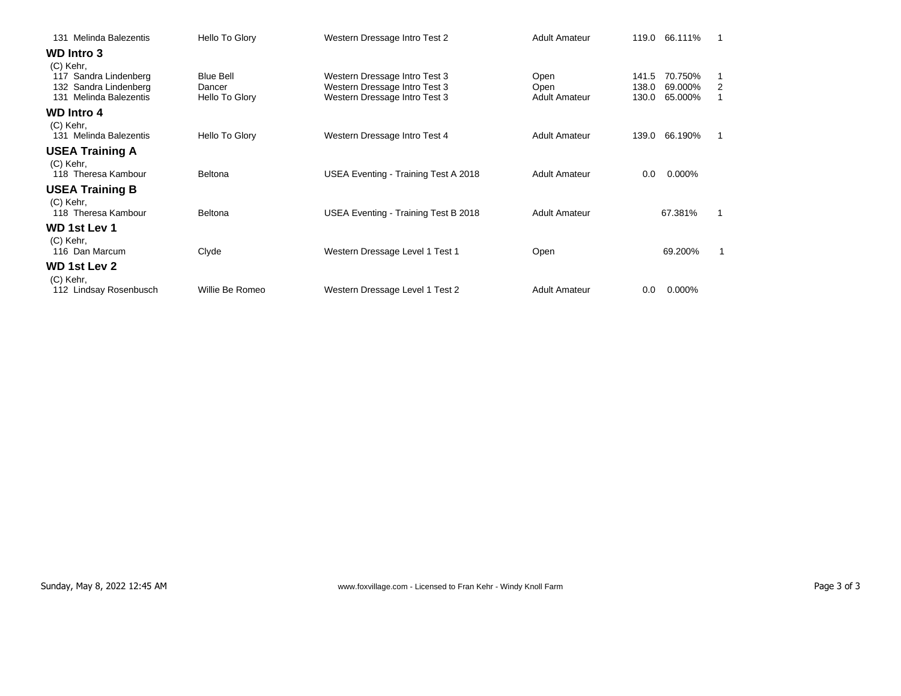| | | | | | | |
|---|---|---|---|---|---|---|
| 131 Melinda Balezentis | Hello To Glory | Western Dressage Intro Test 2 | Adult Amateur | 119.0 | 66.111% | 1 |

### WD Intro 3

(C) Kehr,

| | | | | | | |
|---|---|---|---|---|---|---|
| 117 Sandra Lindenberg | Blue Bell | Western Dressage Intro Test 3 | Open | 141.5 | 70.750% | 1 |
| 132 Sandra Lindenberg | Dancer | Western Dressage Intro Test 3 | Open | 138.0 | 69.000% | 2 |
| 131 Melinda Balezentis | Hello To Glory | Western Dressage Intro Test 3 | Adult Amateur | 130.0 | 65.000% | 1 |

### WD Intro 4

(C) Kehr,

| | | | | | | |
|---|---|---|---|---|---|---|
| 131 Melinda Balezentis | Hello To Glory | Western Dressage Intro Test 4 | Adult Amateur | 139.0 | 66.190% | 1 |

### USEA Training A

(C) Kehr,

| | | | | | | |
|---|---|---|---|---|---|---|
| 118 Theresa Kambour | Beltona | USEA Eventing - Training Test A 2018 | Adult Amateur | 0.0 | 0.000% | |

### USEA Training B

(C) Kehr,

| | | | | | | |
|---|---|---|---|---|---|---|
| 118 Theresa Kambour | Beltona | USEA Eventing - Training Test B 2018 | Adult Amateur | | 67.381% | 1 |

### WD 1st Lev 1

(C) Kehr,

| | | | | | | |
|---|---|---|---|---|---|---|
| 116 Dan Marcum | Clyde | Western Dressage Level 1 Test 1 | Open | | 69.200% | 1 |

### WD 1st Lev 2

(C) Kehr,

| | | | | | | |
|---|---|---|---|---|---|---|
| 112 Lindsay Rosenbusch | Willie Be Romeo | Western Dressage Level 1 Test 2 | Adult Amateur | 0.0 | 0.000% | |